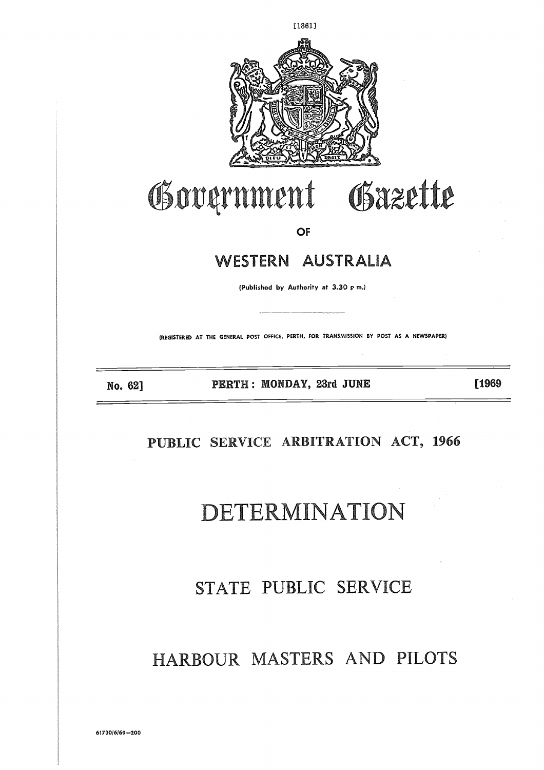# Government Gazette

## OF

## WESTERN AUSTRALIA

(Published by Authority at 3.30 p.m.)

(REGISTERED AT THE GENERAL POST OFFICE, PERTH, FOR TRANSMISSION BY POST AS A NEWSPAPER)

**No. 62] PERTH: MONDAY, 23rd JUNE [1969**

## PUBLIC SERVICE ARBITRATION ACT, 1966

# DETERMINATION

## STATE PUBLIC SERVICE

## HARBOUR MASTERS AND PILOTS

61730/6/69—200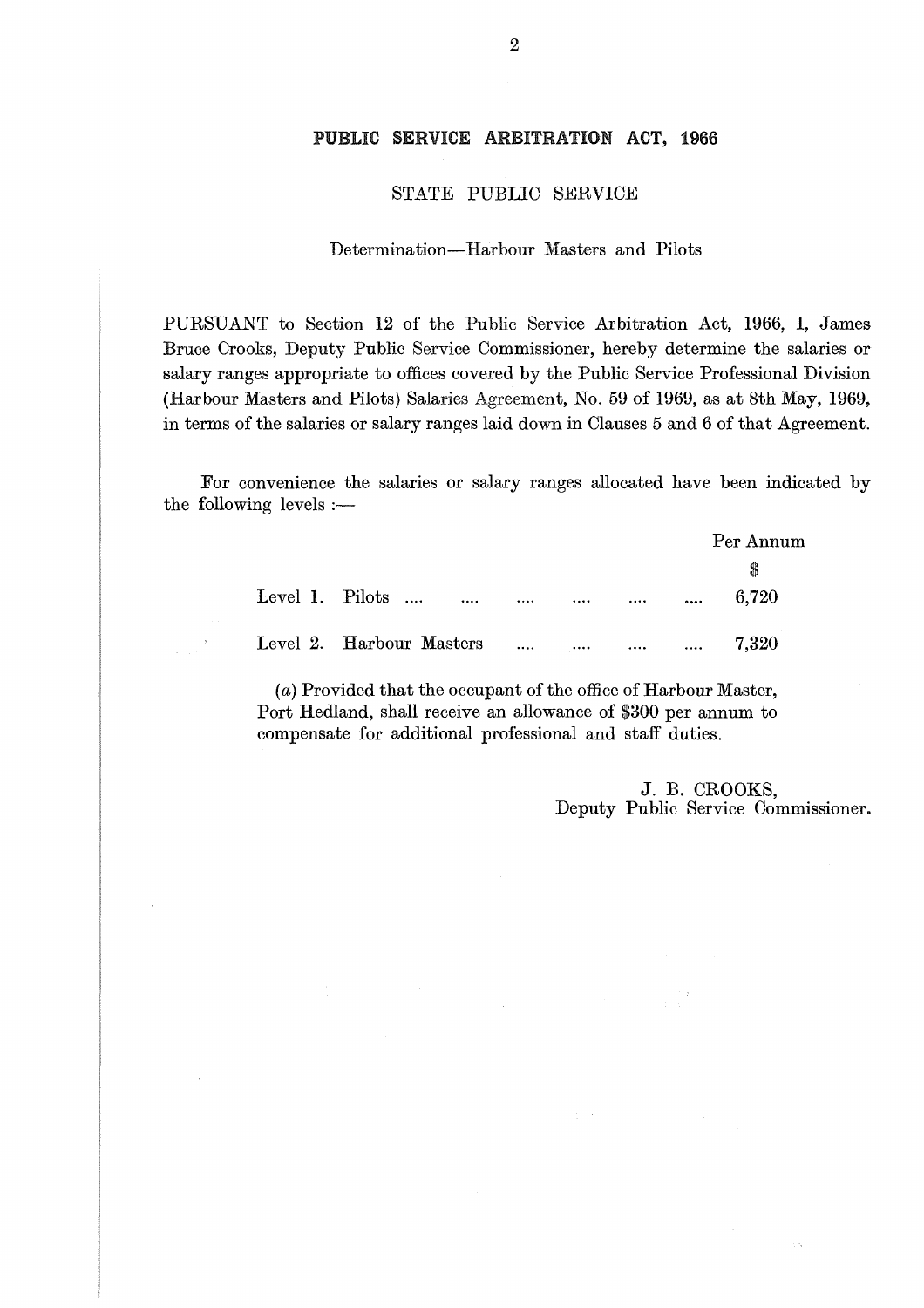## PUBLIC SERVICE ARBITRATION ACT, 1966

### STATE PUBLIC SERVICE

Determination—Harbour Masters and Pilots

PURSUANT to Section 12 of the Public Service Arbitration Act, 1966, I, James Bruce Crooks, Deputy Public Service Commissioner, hereby determine the salaries or salary ranges appropriate to offices covered by the Public Service Professional Division (Harbour Masters and Pilots) Salaries Agreement, No. 59 of 1969, as at 8th May, 1969, in terms of the salaries or salary ranges laid down in Clauses 5 and 6 of that Agreement.

For convenience the salaries or salary ranges allocated have been indicated by the following levels :—

| | | Per Annum $ |
|---|---|---|
| Level 1. | Pilots | 6,720 |
| Level 2. | Harbour Masters | 7,320 |

(*a*) Provided that the occupant of the office of Harbour Master, Port Hedland, shall receive an allowance of $300 per annum to compensate for additional professional and staff duties.

J. B. CROOKS,
Deputy Public Service Commissioner.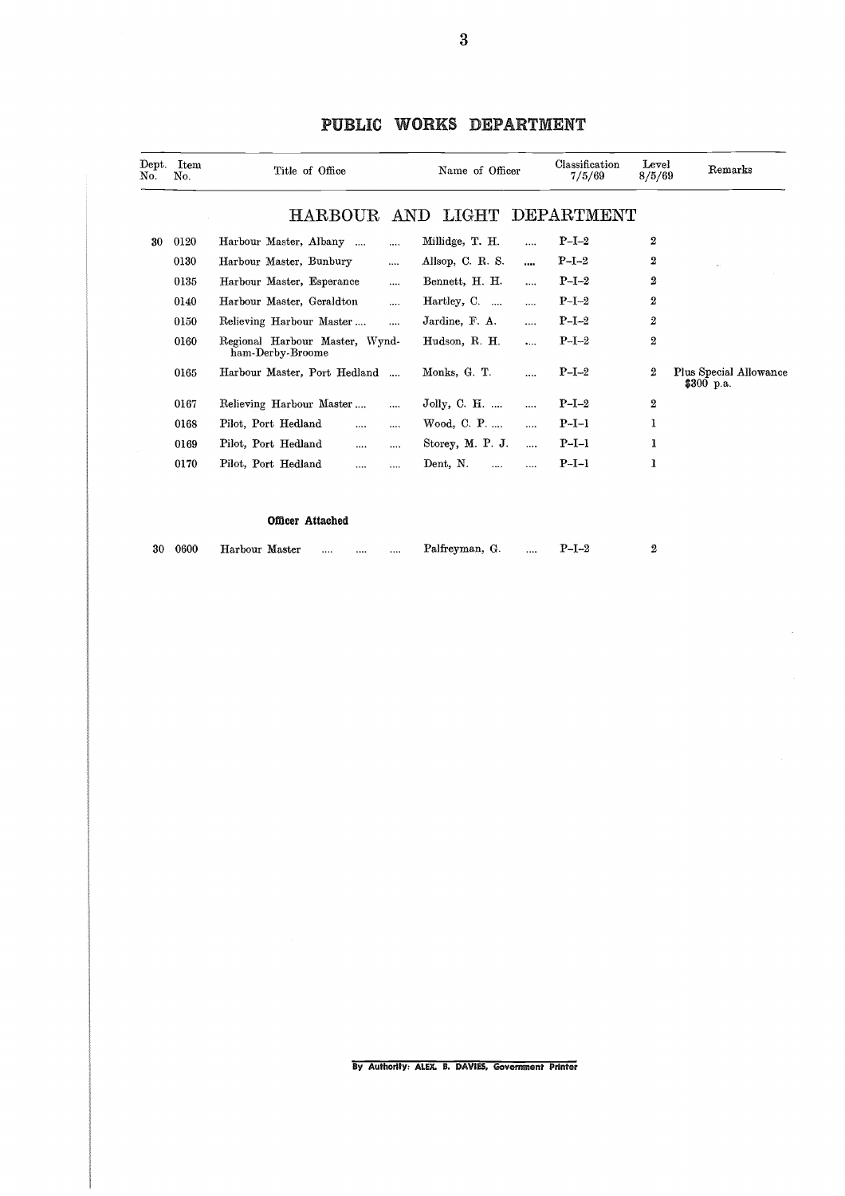# PUBLIC WORKS DEPARTMENT

| Dept. No. | Item No. | Title of Office | Name of Officer | Classification 7/5/69 | Level 8/5/69 | Remarks |
|---|---|---|---|---|---|---|
| | | **HARBOUR AND LIGHT DEPARTMENT** | | | | |
| 30 | 0120 | Harbour Master, Albany .... .... | Millidge, T. H. .... | P–I–2 | 2 | |
| | 0130 | Harbour Master, Bunbury .... | Allsop, C. R. S. .... | P–I–2 | 2 | |
| | 0135 | Harbour Master, Esperance .... | Bennett, H. H. .... | P–I–2 | 2 | |
| | 0140 | Harbour Master, Geraldton .... | Hartley, C. .... .... | P–I–2 | 2 | |
| | 0150 | Relieving Harbour Master .... .... | Jardine, F. A. .... | P–I–2 | 2 | |
| | 0160 | Regional Harbour Master, Wyndham-Derby-Broome | Hudson, R. H. .... | P–I–2 | 2 | |
| | 0165 | Harbour Master, Port Hedland .... | Monks, G. T. .... | P–I–2 | 2 | Plus Special Allowance $300 p.a. |
| | 0167 | Relieving Harbour Master .... .... | Jolly, C. H. .... .... | P–I–2 | 2 | |
| | 0168 | Pilot, Port Hedland .... .... | Wood, C. P. .... .... | P–I–1 | 1 | |
| | 0169 | Pilot, Port Hedland .... .... | Storey, M. P. J. .... | P–I–1 | 1 | |
| | 0170 | Pilot, Port Hedland .... .... | Dent, N. .... .... | P–I–1 | 1 | |
| | | **Officer Attached** | | | | |
| 30 | 0600 | Harbour Master .... .... .... | Palfreyman, G. .... | P–I–2 | 2 | |

By Authority: ALEX. B. DAVIES, Government Printer